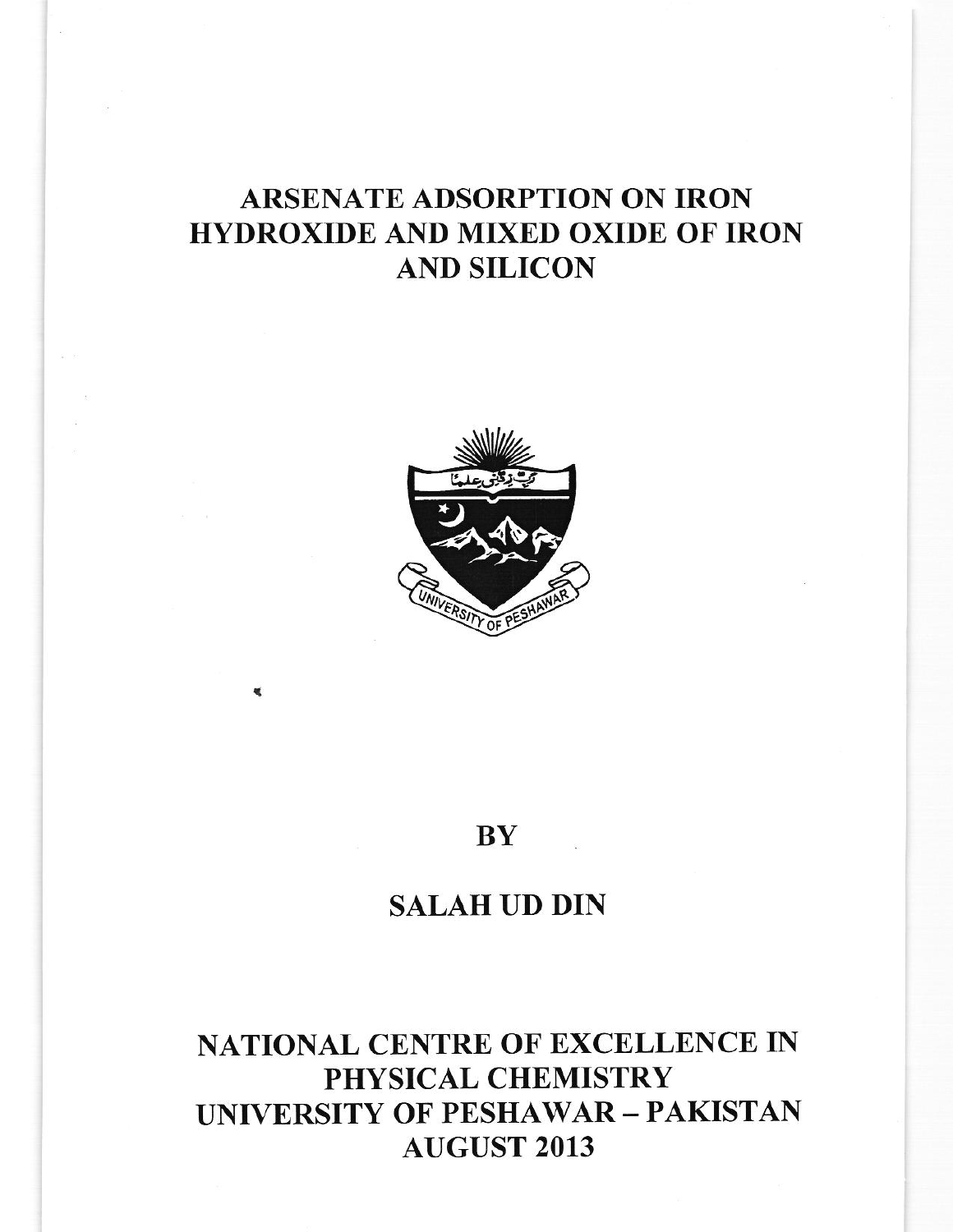# ARSENATE ADSORPTION ON IRON HYDROXIDE AND MIXED OXIDE OF IRON AND SILICON

BY

SALAH UD DIN

NATIONAL CENTRE OF EXCELLENCE IN PHYSICAL CHEMISTRY
UNIVERSITY OF PESHAWAR – PAKISTAN
AUGUST 2013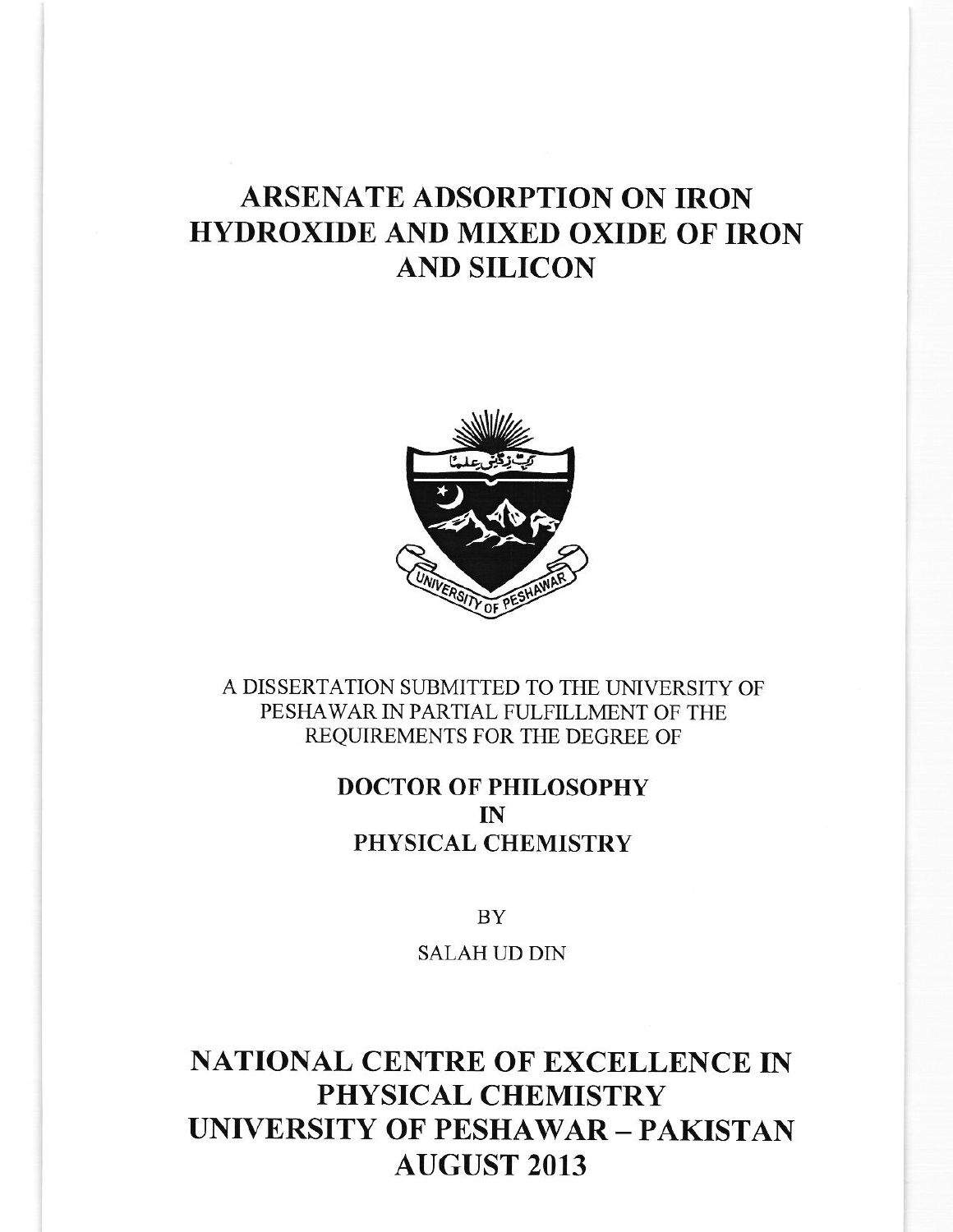# ARSENATE ADSORPTION ON IRON HYDROXIDE AND MIXED OXIDE OF IRON AND SILICON

A DISSERTATION SUBMITTED TO THE UNIVERSITY OF PESHAWAR IN PARTIAL FULFILLMENT OF THE REQUIREMENTS FOR THE DEGREE OF

**DOCTOR OF PHILOSOPHY**
**IN**
**PHYSICAL CHEMISTRY**

BY

SALAH UD DIN

## NATIONAL CENTRE OF EXCELLENCE IN PHYSICAL CHEMISTRY UNIVERSITY OF PESHAWAR – PAKISTAN AUGUST 2013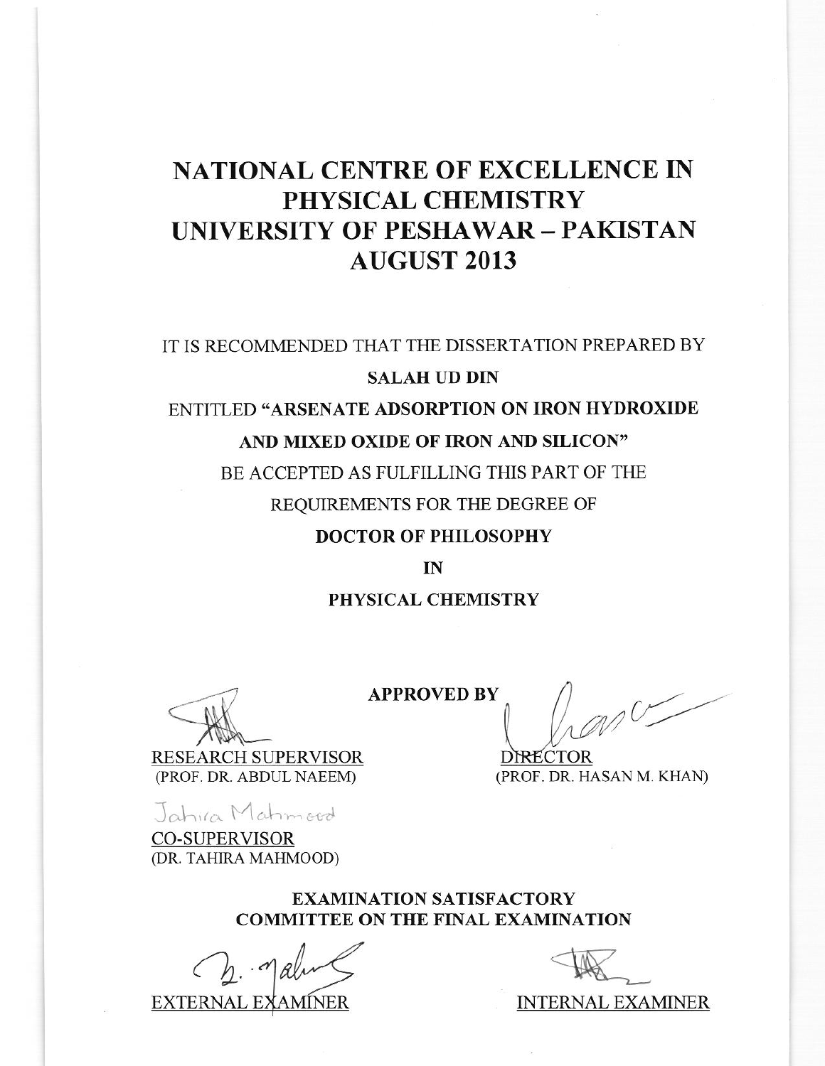# NATIONAL CENTRE OF EXCELLENCE IN PHYSICAL CHEMISTRY
# UNIVERSITY OF PESHAWAR – PAKISTAN
# AUGUST 2013

IT IS RECOMMENDED THAT THE DISSERTATION PREPARED BY

**SALAH UD DIN**

ENTITLED **"ARSENATE ADSORPTION ON IRON HYDROXIDE AND MIXED OXIDE OF IRON AND SILICON"**

BE ACCEPTED AS FULFILLING THIS PART OF THE REQUIREMENTS FOR THE DEGREE OF

**DOCTOR OF PHILOSOPHY**

**IN**

**PHYSICAL CHEMISTRY**

**APPROVED BY**

RESEARCH SUPERVISOR
(PROF. DR. ABDUL NAEEM)

DIRECTOR
(PROF. DR. HASAN M. KHAN)

Tahira Mahmood

CO-SUPERVISOR
(DR. TAHIRA MAHMOOD)

**EXAMINATION SATISFACTORY**
**COMMITTEE ON THE FINAL EXAMINATION**

EXTERNAL EXAMINER

INTERNAL EXAMINER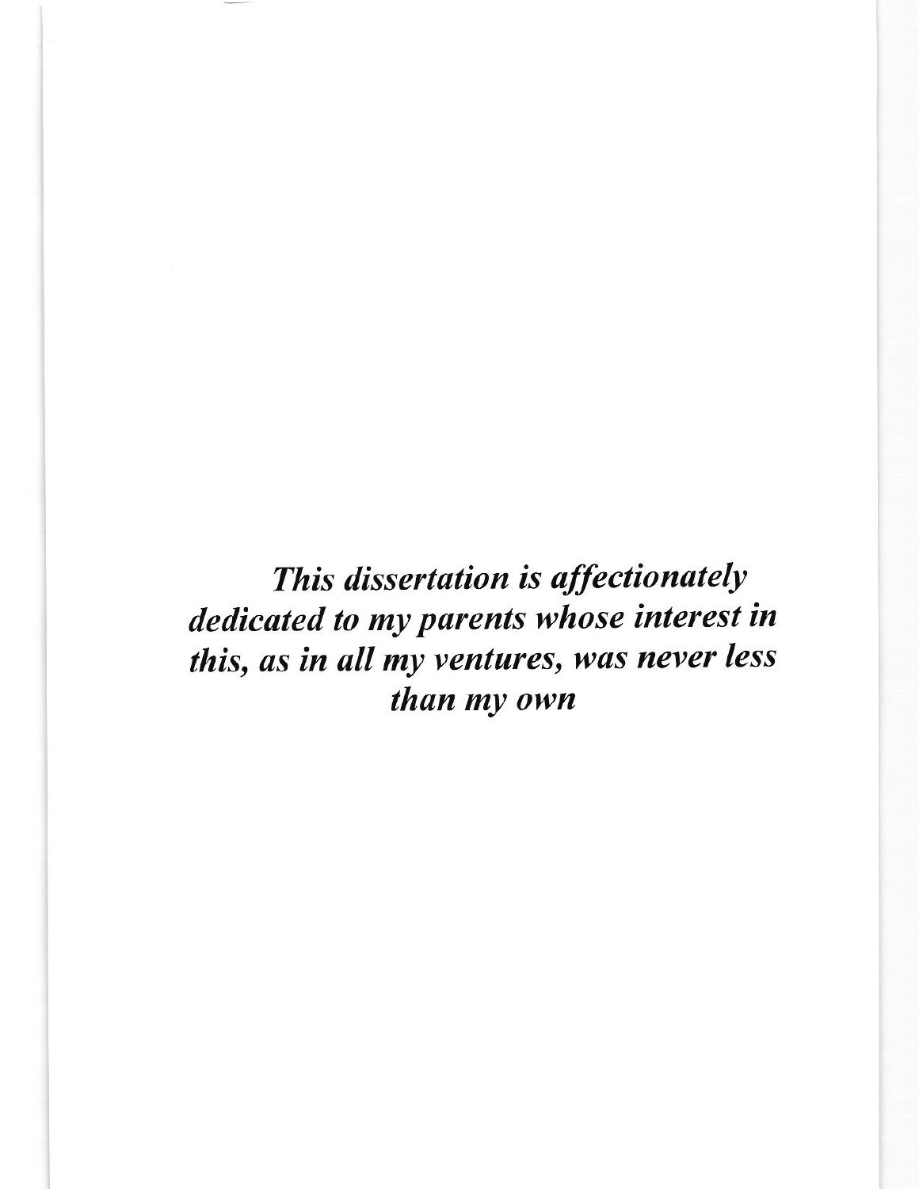***This dissertation is affectionately dedicated to my parents whose interest in this, as in all my ventures, was never less than my own***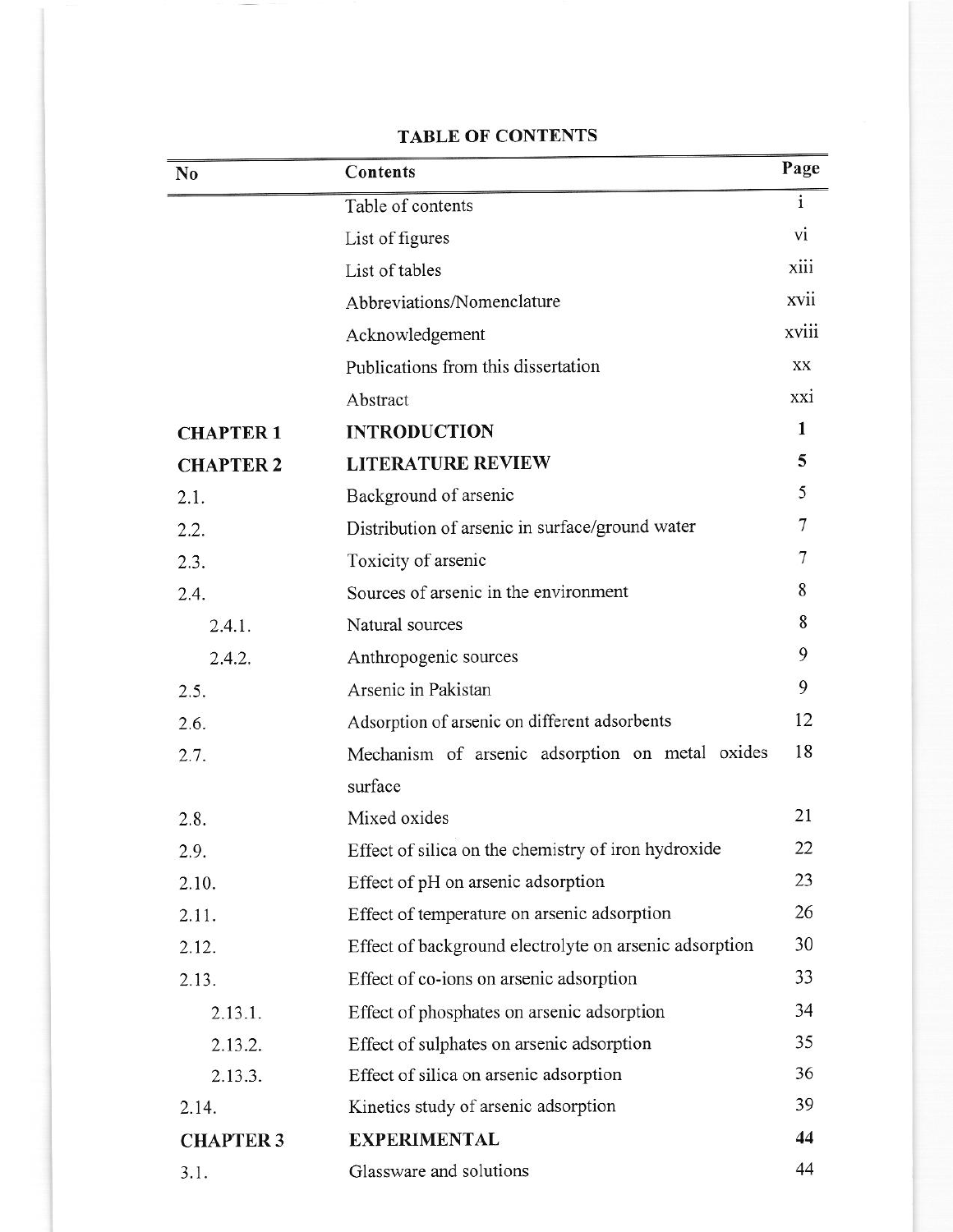# TABLE OF CONTENTS

| No | Contents | Page |
|---|---|---|
| | Table of contents | i |
| | List of figures | vi |
| | List of tables | xiii |
| | Abbreviations/Nomenclature | xvii |
| | Acknowledgement | xviii |
| | Publications from this dissertation | xx |
| | Abstract | xxi |
| **CHAPTER 1** | **INTRODUCTION** | **1** |
| **CHAPTER 2** | **LITERATURE REVIEW** | **5** |
| 2.1. | Background of arsenic | 5 |
| 2.2. | Distribution of arsenic in surface/ground water | 7 |
| 2.3. | Toxicity of arsenic | 7 |
| 2.4. | Sources of arsenic in the environment | 8 |
| 2.4.1. | Natural sources | 8 |
| 2.4.2. | Anthropogenic sources | 9 |
| 2.5. | Arsenic in Pakistan | 9 |
| 2.6. | Adsorption of arsenic on different adsorbents | 12 |
| 2.7. | Mechanism of arsenic adsorption on metal oxides surface | 18 |
| 2.8. | Mixed oxides | 21 |
| 2.9. | Effect of silica on the chemistry of iron hydroxide | 22 |
| 2.10. | Effect of pH on arsenic adsorption | 23 |
| 2.11. | Effect of temperature on arsenic adsorption | 26 |
| 2.12. | Effect of background electrolyte on arsenic adsorption | 30 |
| 2.13. | Effect of co-ions on arsenic adsorption | 33 |
| 2.13.1. | Effect of phosphates on arsenic adsorption | 34 |
| 2.13.2. | Effect of sulphates on arsenic adsorption | 35 |
| 2.13.3. | Effect of silica on arsenic adsorption | 36 |
| 2.14. | Kinetics study of arsenic adsorption | 39 |
| **CHAPTER 3** | **EXPERIMENTAL** | **44** |
| 3.1. | Glassware and solutions | 44 |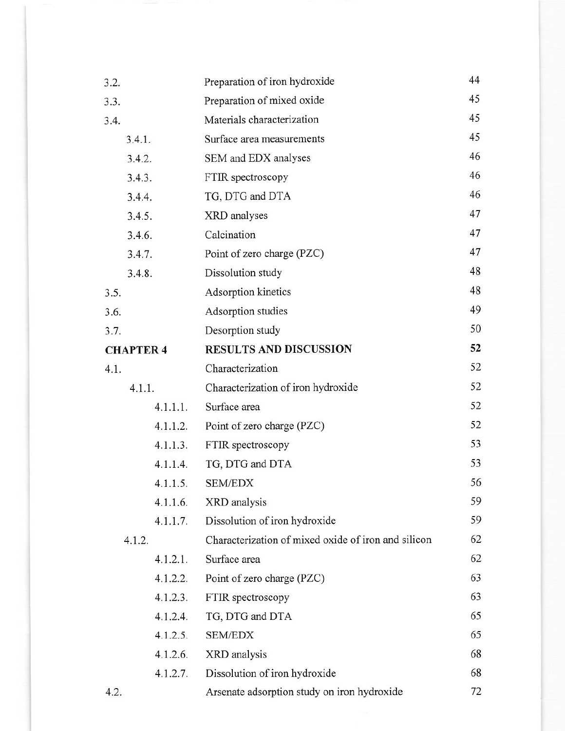| | | |
|---|---|---|
| 3.2. | Preparation of iron hydroxide | 44 |
| 3.3. | Preparation of mixed oxide | 45 |
| 3.4. | Materials characterization | 45 |
| 3.4.1. | Surface area measurements | 45 |
| 3.4.2. | SEM and EDX analyses | 46 |
| 3.4.3. | FTIR spectroscopy | 46 |
| 3.4.4. | TG, DTG and DTA | 46 |
| 3.4.5. | XRD analyses | 47 |
| 3.4.6. | Calcination | 47 |
| 3.4.7. | Point of zero charge (PZC) | 47 |
| 3.4.8. | Dissolution study | 48 |
| 3.5. | Adsorption kinetics | 48 |
| 3.6. | Adsorption studies | 49 |
| 3.7. | Desorption study | 50 |
| **CHAPTER 4** | **RESULTS AND DISCUSSION** | **52** |
| 4.1. | Characterization | 52 |
| 4.1.1. | Characterization of iron hydroxide | 52 |
| 4.1.1.1. | Surface area | 52 |
| 4.1.1.2. | Point of zero charge (PZC) | 52 |
| 4.1.1.3. | FTIR spectroscopy | 53 |
| 4.1.1.4. | TG, DTG and DTA | 53 |
| 4.1.1.5. | SEM/EDX | 56 |
| 4.1.1.6. | XRD analysis | 59 |
| 4.1.1.7. | Dissolution of iron hydroxide | 59 |
| 4.1.2. | Characterization of mixed oxide of iron and silicon | 62 |
| 4.1.2.1. | Surface area | 62 |
| 4.1.2.2. | Point of zero charge (PZC) | 63 |
| 4.1.2.3. | FTIR spectroscopy | 63 |
| 4.1.2.4. | TG, DTG and DTA | 65 |
| 4.1.2.5. | SEM/EDX | 65 |
| 4.1.2.6. | XRD analysis | 68 |
| 4.1.2.7. | Dissolution of iron hydroxide | 68 |
| 4.2. | Arsenate adsorption study on iron hydroxide | 72 |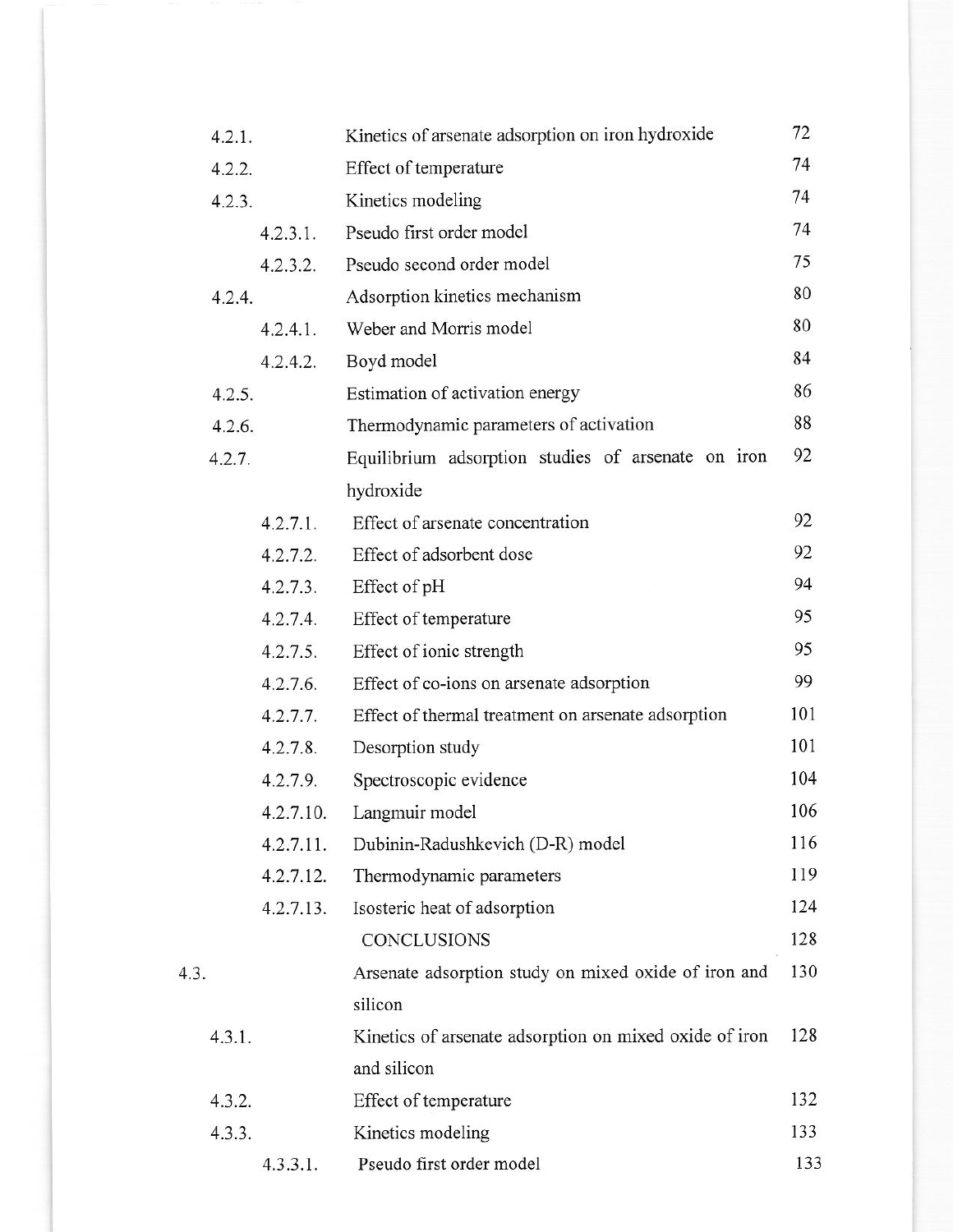| | | |
|---|---|---|
| 4.2.1. | Kinetics of arsenate adsorption on iron hydroxide | 72 |
| 4.2.2. | Effect of temperature | 74 |
| 4.2.3. | Kinetics modeling | 74 |
| 4.2.3.1. | Pseudo first order model | 74 |
| 4.2.3.2. | Pseudo second order model | 75 |
| 4.2.4. | Adsorption kinetics mechanism | 80 |
| 4.2.4.1. | Weber and Morris model | 80 |
| 4.2.4.2. | Boyd model | 84 |
| 4.2.5. | Estimation of activation energy | 86 |
| 4.2.6. | Thermodynamic parameters of activation | 88 |
| 4.2.7. | Equilibrium adsorption studies of arsenate on iron hydroxide | 92 |
| 4.2.7.1. | Effect of arsenate concentration | 92 |
| 4.2.7.2. | Effect of adsorbent dose | 92 |
| 4.2.7.3. | Effect of pH | 94 |
| 4.2.7.4. | Effect of temperature | 95 |
| 4.2.7.5. | Effect of ionic strength | 95 |
| 4.2.7.6. | Effect of co-ions on arsenate adsorption | 99 |
| 4.2.7.7. | Effect of thermal treatment on arsenate adsorption | 101 |
| 4.2.7.8. | Desorption study | 101 |
| 4.2.7.9. | Spectroscopic evidence | 104 |
| 4.2.7.10. | Langmuir model | 106 |
| 4.2.7.11. | Dubinin-Radushkevich (D-R) model | 116 |
| 4.2.7.12. | Thermodynamic parameters | 119 |
| 4.2.7.13. | Isosteric heat of adsorption | 124 |
| | CONCLUSIONS | 128 |
| 4.3. | Arsenate adsorption study on mixed oxide of iron and silicon | 130 |
| 4.3.1. | Kinetics of arsenate adsorption on mixed oxide of iron and silicon | 128 |
| 4.3.2. | Effect of temperature | 132 |
| 4.3.3. | Kinetics modeling | 133 |
| 4.3.3.1. | Pseudo first order model | 133 |